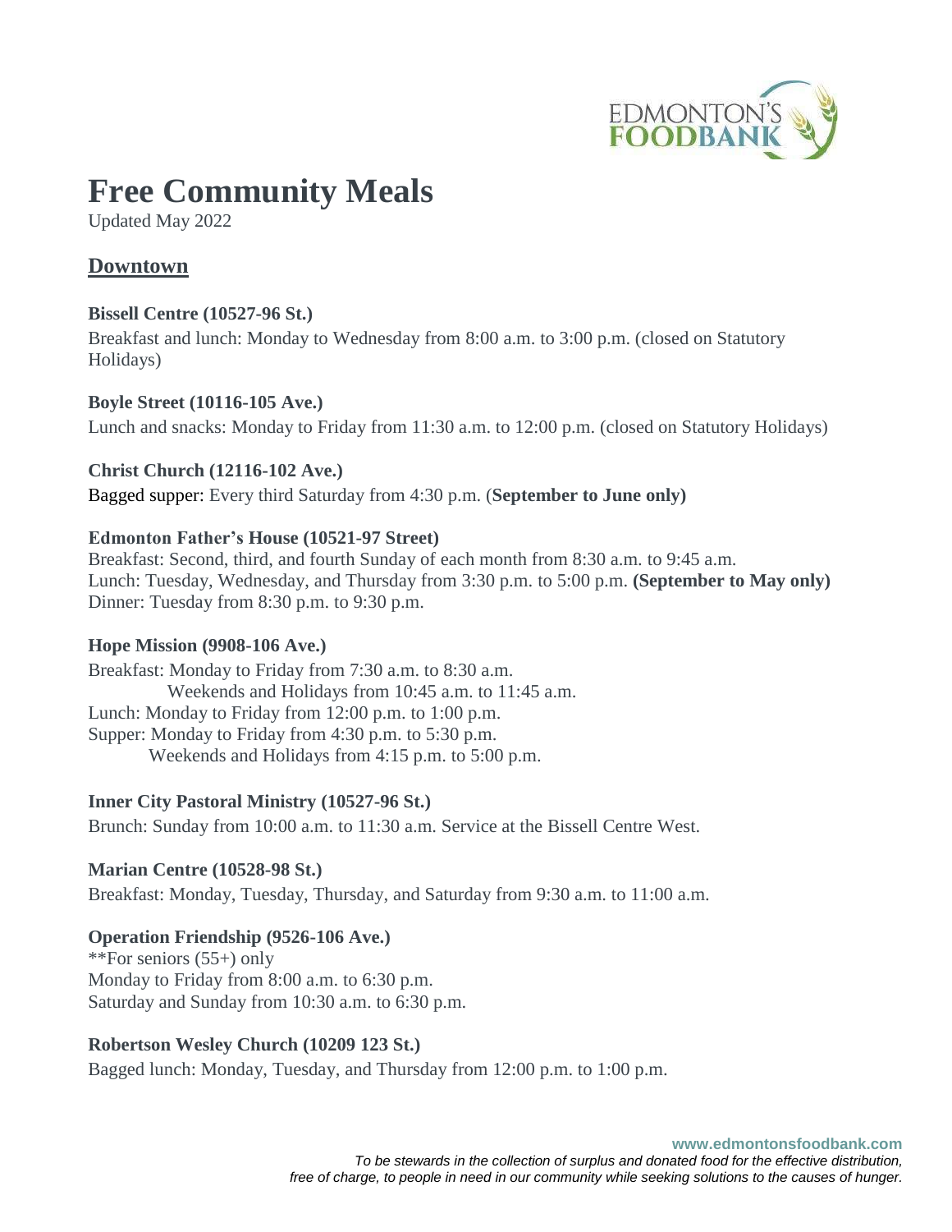# Free Community Meals

Updated May 2022

## Downtown

**Bissell Centre (10527-96 St.)**
Breakfast and lunch: Monday to Wednesday from 8:00 a.m. to 3:00 p.m. (closed on Statutory Holidays)

**Boyle Street (10116-105 Ave.)**
Lunch and snacks: Monday to Friday from 11:30 a.m. to 12:00 p.m. (closed on Statutory Holidays)

**Christ Church (12116-102 Ave.)**
Bagged supper: Every third Saturday from 4:30 p.m. (**September to June only)**

**Edmonton Father's House (10521-97 Street)**
Breakfast: Second, third, and fourth Sunday of each month from 8:30 a.m. to 9:45 a.m.
Lunch: Tuesday, Wednesday, and Thursday from 3:30 p.m. to 5:00 p.m. **(September to May only)**
Dinner: Tuesday from 8:30 p.m. to 9:30 p.m.

**Hope Mission (9908-106 Ave.)**
Breakfast: Monday to Friday from 7:30 a.m. to 8:30 a.m.
Weekends and Holidays from 10:45 a.m. to 11:45 a.m.
Lunch: Monday to Friday from 12:00 p.m. to 1:00 p.m.
Supper: Monday to Friday from 4:30 p.m. to 5:30 p.m.
Weekends and Holidays from 4:15 p.m. to 5:00 p.m.

**Inner City Pastoral Ministry (10527-96 St.)**
Brunch: Sunday from 10:00 a.m. to 11:30 a.m. Service at the Bissell Centre West.

**Marian Centre (10528-98 St.)**
Breakfast: Monday, Tuesday, Thursday, and Saturday from 9:30 a.m. to 11:00 a.m.

**Operation Friendship (9526-106 Ave.)**
**For seniors (55+) only
Monday to Friday from 8:00 a.m. to 6:30 p.m.
Saturday and Sunday from 10:30 a.m. to 6:30 p.m.

**Robertson Wesley Church (10209 123 St.)**
Bagged lunch: Monday, Tuesday, and Thursday from 12:00 p.m. to 1:00 p.m.

**www.edmontonsfoodbank.com**
*To be stewards in the collection of surplus and donated food for the effective distribution, free of charge, to people in need in our community while seeking solutions to the causes of hunger.*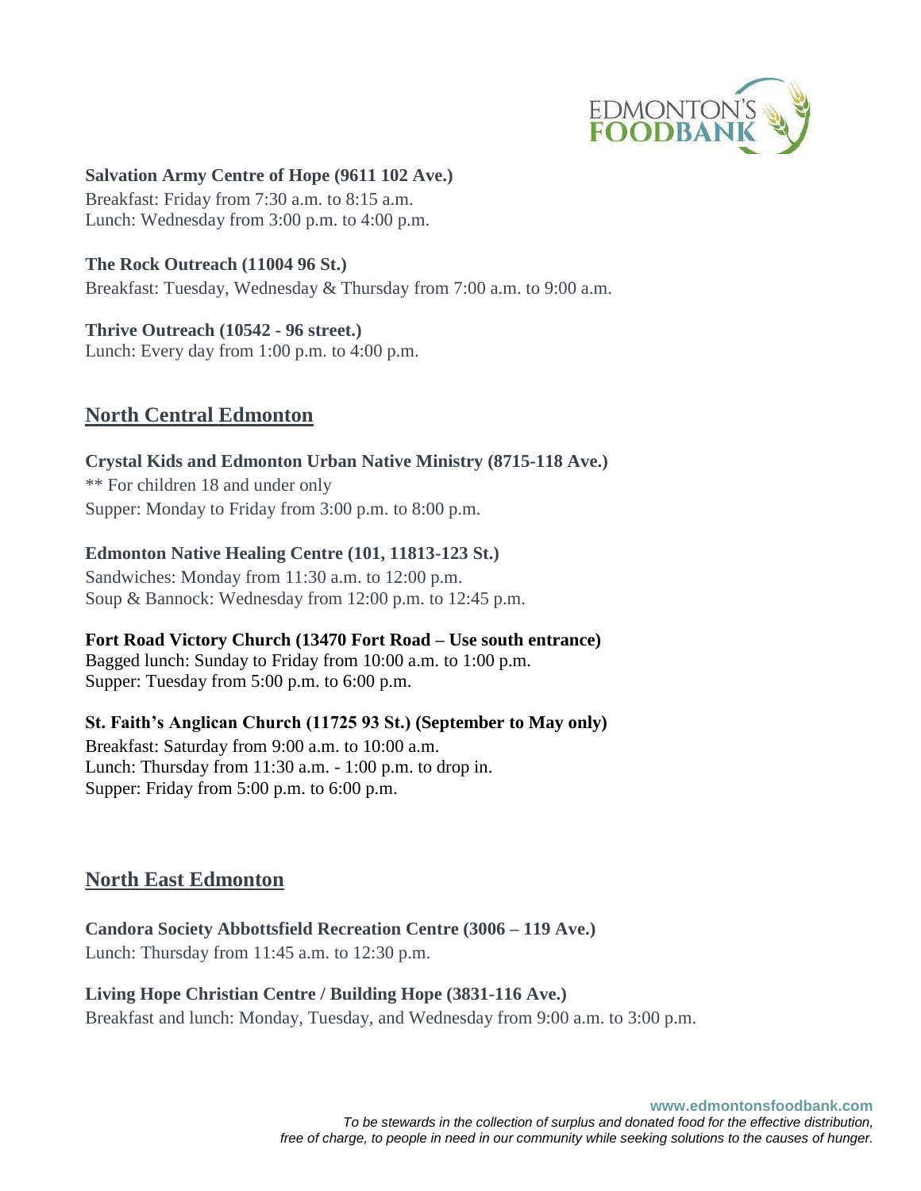**Salvation Army Centre of Hope (9611 102 Ave.)**
Breakfast: Friday from 7:30 a.m. to 8:15 a.m.
Lunch: Wednesday from 3:00 p.m. to 4:00 p.m.

**The Rock Outreach (11004 96 St.)**
Breakfast: Tuesday, Wednesday & Thursday from 7:00 a.m. to 9:00 a.m.

**Thrive Outreach (10542 - 96 street.)**
Lunch: Every day from 1:00 p.m. to 4:00 p.m.

## North Central Edmonton

**Crystal Kids and Edmonton Urban Native Ministry (8715-118 Ave.)**
** For children 18 and under only
Supper: Monday to Friday from 3:00 p.m. to 8:00 p.m.

**Edmonton Native Healing Centre (101, 11813-123 St.)**
Sandwiches: Monday from 11:30 a.m. to 12:00 p.m.
Soup & Bannock: Wednesday from 12:00 p.m. to 12:45 p.m.

**Fort Road Victory Church (13470 Fort Road – Use south entrance)**
Bagged lunch: Sunday to Friday from 10:00 a.m. to 1:00 p.m.
Supper: Tuesday from 5:00 p.m. to 6:00 p.m.

**St. Faith's Anglican Church (11725 93 St.) (September to May only)**
Breakfast: Saturday from 9:00 a.m. to 10:00 a.m.
Lunch: Thursday from 11:30 a.m. - 1:00 p.m. to drop in.
Supper: Friday from 5:00 p.m. to 6:00 p.m.

## North East Edmonton

**Candora Society Abbottsfield Recreation Centre (3006 – 119 Ave.)**
Lunch: Thursday from 11:45 a.m. to 12:30 p.m.

**Living Hope Christian Centre / Building Hope (3831-116 Ave.)**
Breakfast and lunch: Monday, Tuesday, and Wednesday from 9:00 a.m. to 3:00 p.m.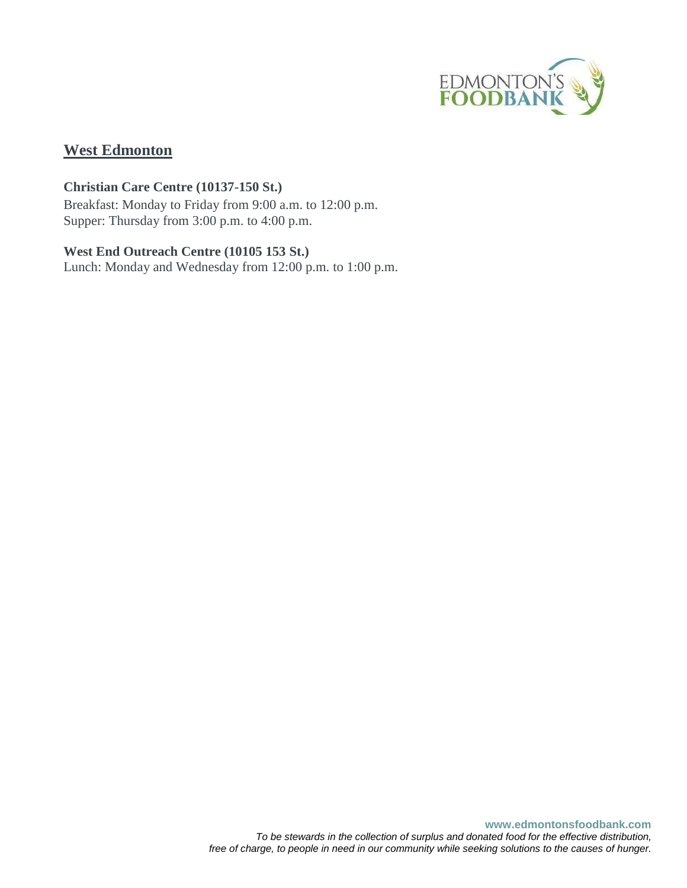## West Edmonton

**Christian Care Centre (10137-150 St.)**
Breakfast: Monday to Friday from 9:00 a.m. to 12:00 p.m.
Supper: Thursday from 3:00 p.m. to 4:00 p.m.

**West End Outreach Centre (10105 153 St.)**
Lunch: Monday and Wednesday from 12:00 p.m. to 1:00 p.m.